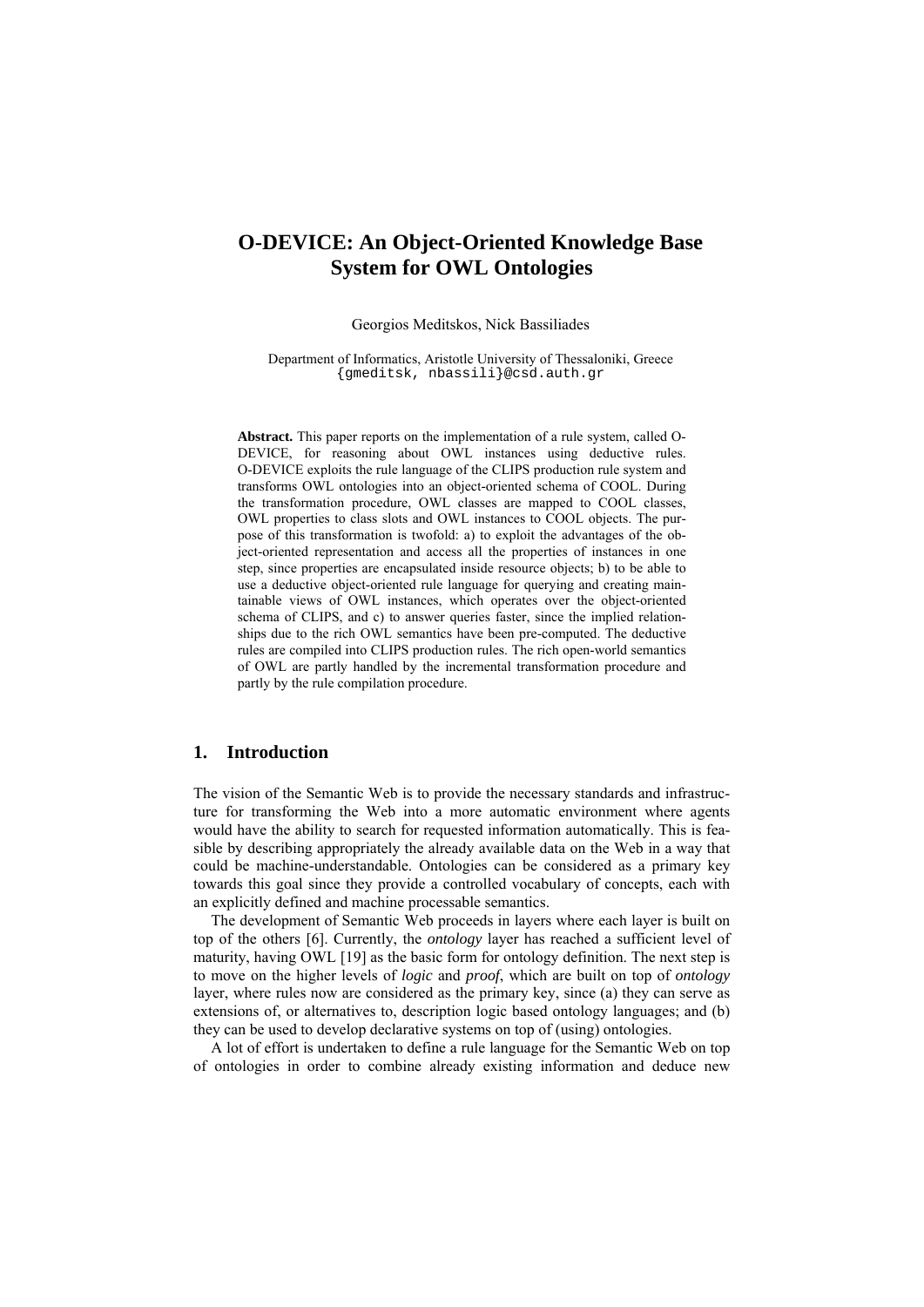# O-DEVICE: An Object-Oriented Knowledge Base System for OWL Ontologies

Georgios Meditskos, Nick Bassiliades

Department of Informatics, Aristotle University of Thessaloniki, Greece
{gmeditsk, nbassili}@csd.auth.gr

**Abstract.** This paper reports on the implementation of a rule system, called O-DEVICE, for reasoning about OWL instances using deductive rules. O-DEVICE exploits the rule language of the CLIPS production rule system and transforms OWL ontologies into an object-oriented schema of COOL. During the transformation procedure, OWL classes are mapped to COOL classes, OWL properties to class slots and OWL instances to COOL objects. The purpose of this transformation is twofold: a) to exploit the advantages of the object-oriented representation and access all the properties of instances in one step, since properties are encapsulated inside resource objects; b) to be able to use a deductive object-oriented rule language for querying and creating maintainable views of OWL instances, which operates over the object-oriented schema of CLIPS, and c) to answer queries faster, since the implied relationships due to the rich OWL semantics have been pre-computed. The deductive rules are compiled into CLIPS production rules. The rich open-world semantics of OWL are partly handled by the incremental transformation procedure and partly by the rule compilation procedure.

## 1. Introduction

The vision of the Semantic Web is to provide the necessary standards and infrastructure for transforming the Web into a more automatic environment where agents would have the ability to search for requested information automatically. This is feasible by describing appropriately the already available data on the Web in a way that could be machine-understandable. Ontologies can be considered as a primary key towards this goal since they provide a controlled vocabulary of concepts, each with an explicitly defined and machine processable semantics.

The development of Semantic Web proceeds in layers where each layer is built on top of the others [6]. Currently, the *ontology* layer has reached a sufficient level of maturity, having OWL [19] as the basic form for ontology definition. The next step is to move on the higher levels of *logic* and *proof*, which are built on top of *ontology* layer, where rules now are considered as the primary key, since (a) they can serve as extensions of, or alternatives to, description logic based ontology languages; and (b) they can be used to develop declarative systems on top of (using) ontologies.

A lot of effort is undertaken to define a rule language for the Semantic Web on top of ontologies in order to combine already existing information and deduce new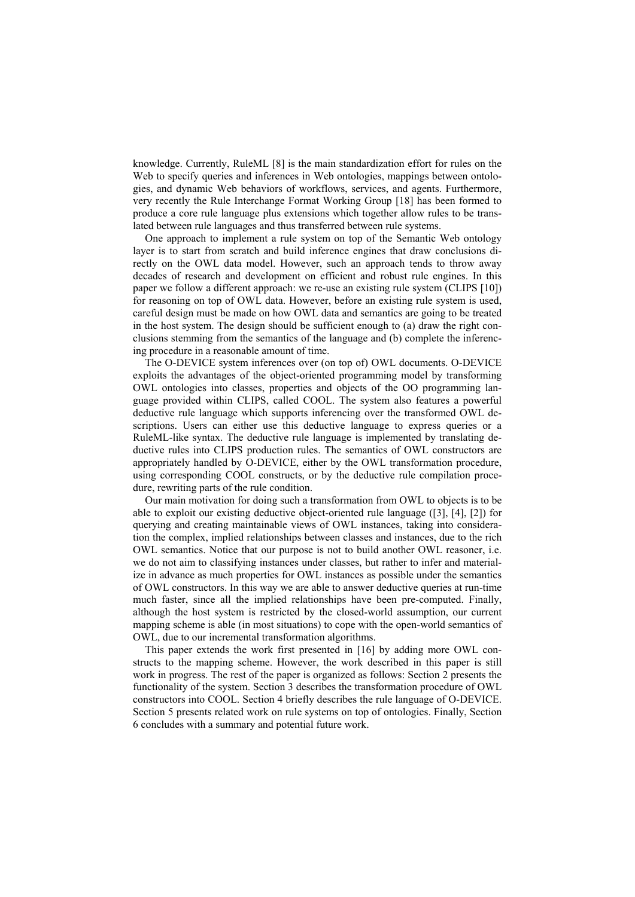knowledge. Currently, RuleML [8] is the main standardization effort for rules on the Web to specify queries and inferences in Web ontologies, mappings between ontologies, and dynamic Web behaviors of workflows, services, and agents. Furthermore, very recently the Rule Interchange Format Working Group [18] has been formed to produce a core rule language plus extensions which together allow rules to be translated between rule languages and thus transferred between rule systems.

One approach to implement a rule system on top of the Semantic Web ontology layer is to start from scratch and build inference engines that draw conclusions directly on the OWL data model. However, such an approach tends to throw away decades of research and development on efficient and robust rule engines. In this paper we follow a different approach: we re-use an existing rule system (CLIPS [10]) for reasoning on top of OWL data. However, before an existing rule system is used, careful design must be made on how OWL data and semantics are going to be treated in the host system. The design should be sufficient enough to (a) draw the right conclusions stemming from the semantics of the language and (b) complete the inferencing procedure in a reasonable amount of time.

The O-DEVICE system inferences over (on top of) OWL documents. O-DEVICE exploits the advantages of the object-oriented programming model by transforming OWL ontologies into classes, properties and objects of the OO programming language provided within CLIPS, called COOL. The system also features a powerful deductive rule language which supports inferencing over the transformed OWL descriptions. Users can either use this deductive language to express queries or a RuleML-like syntax. The deductive rule language is implemented by translating deductive rules into CLIPS production rules. The semantics of OWL constructors are appropriately handled by O-DEVICE, either by the OWL transformation procedure, using corresponding COOL constructs, or by the deductive rule compilation procedure, rewriting parts of the rule condition.

Our main motivation for doing such a transformation from OWL to objects is to be able to exploit our existing deductive object-oriented rule language ([3], [4], [2]) for querying and creating maintainable views of OWL instances, taking into consideration the complex, implied relationships between classes and instances, due to the rich OWL semantics. Notice that our purpose is not to build another OWL reasoner, i.e. we do not aim to classifying instances under classes, but rather to infer and materialize in advance as much properties for OWL instances as possible under the semantics of OWL constructors. In this way we are able to answer deductive queries at run-time much faster, since all the implied relationships have been pre-computed. Finally, although the host system is restricted by the closed-world assumption, our current mapping scheme is able (in most situations) to cope with the open-world semantics of OWL, due to our incremental transformation algorithms.

This paper extends the work first presented in [16] by adding more OWL constructs to the mapping scheme. However, the work described in this paper is still work in progress. The rest of the paper is organized as follows: Section 2 presents the functionality of the system. Section 3 describes the transformation procedure of OWL constructors into COOL. Section 4 briefly describes the rule language of O-DEVICE. Section 5 presents related work on rule systems on top of ontologies. Finally, Section 6 concludes with a summary and potential future work.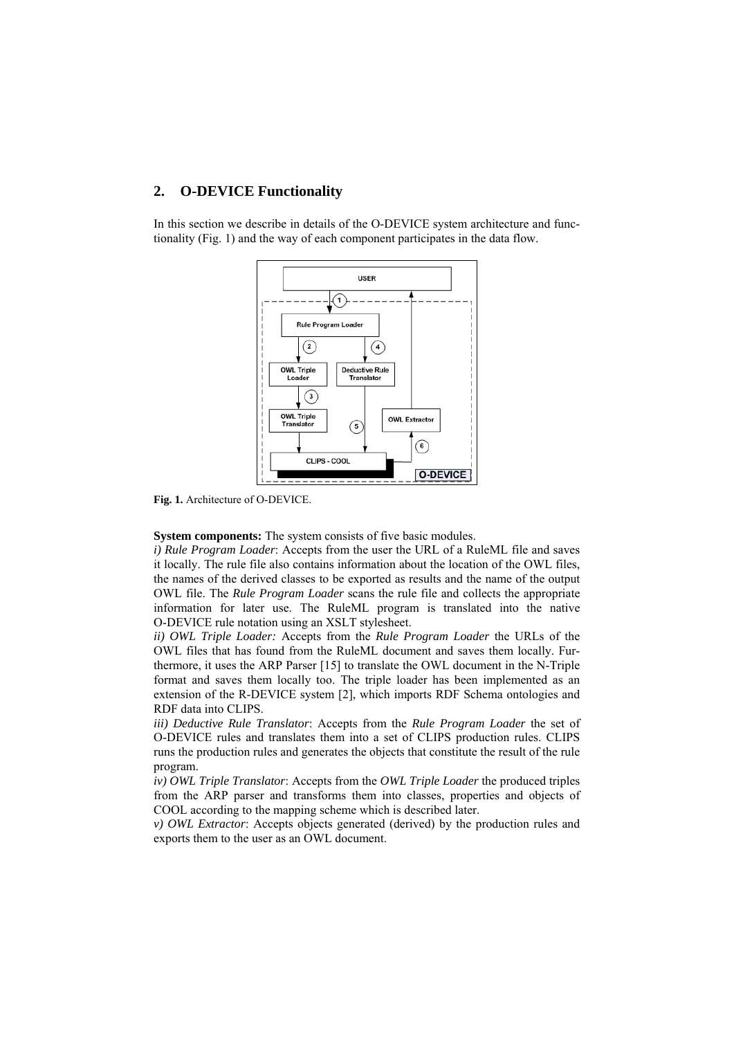## 2. O-DEVICE Functionality

In this section we describe in details of the O-DEVICE system architecture and functionality (Fig. 1) and the way of each component participates in the data flow.

USER

1

Rule Program Loader

2

4

OWL Triple Loader

Deductive Rule Translator

3

OWL Triple Translator

5

OWL Extractor

6

CLIPS - COOL

O-DEVICE

**Fig. 1.** Architecture of O-DEVICE.

**System components:** The system consists of five basic modules.

*i) Rule Program Loader*: Accepts from the user the URL of a RuleML file and saves it locally. The rule file also contains information about the location of the OWL files, the names of the derived classes to be exported as results and the name of the output OWL file. The *Rule Program Loader* scans the rule file and collects the appropriate information for later use. The RuleML program is translated into the native O-DEVICE rule notation using an XSLT stylesheet.

*ii) OWL Triple Loader:* Accepts from the *Rule Program Loader* the URLs of the OWL files that has found from the RuleML document and saves them locally. Furthermore, it uses the ARP Parser [15] to translate the OWL document in the N-Triple format and saves them locally too. The triple loader has been implemented as an extension of the R-DEVICE system [2], which imports RDF Schema ontologies and RDF data into CLIPS.

*iii) Deductive Rule Translator*: Accepts from the *Rule Program Loader* the set of O-DEVICE rules and translates them into a set of CLIPS production rules. CLIPS runs the production rules and generates the objects that constitute the result of the rule program.

*iv) OWL Triple Translator*: Accepts from the *OWL Triple Loader* the produced triples from the ARP parser and transforms them into classes, properties and objects of COOL according to the mapping scheme which is described later.

*v) OWL Extractor*: Accepts objects generated (derived) by the production rules and exports them to the user as an OWL document.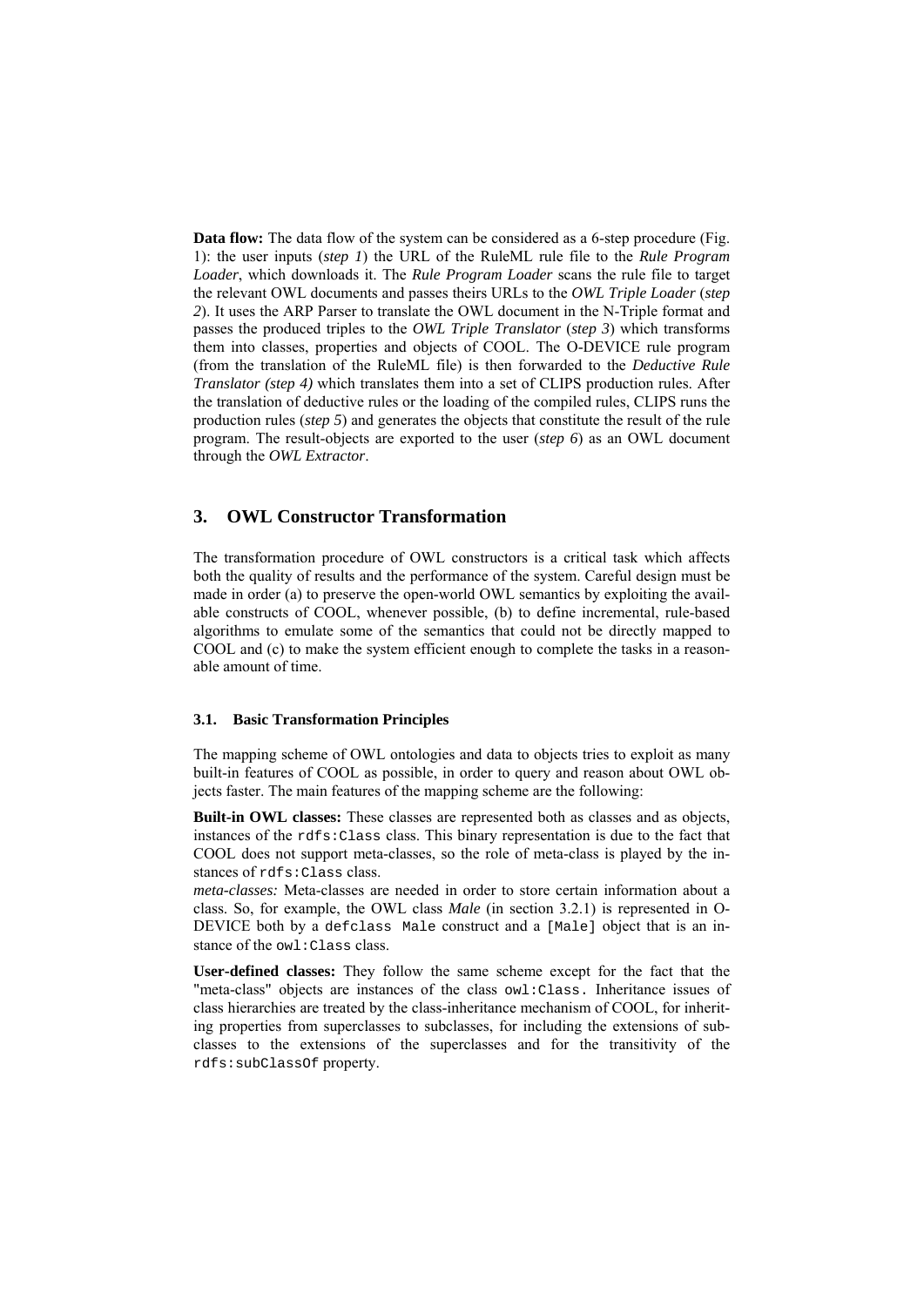**Data flow:** The data flow of the system can be considered as a 6-step procedure (Fig. 1): the user inputs (*step 1*) the URL of the RuleML rule file to the *Rule Program Loader*, which downloads it. The *Rule Program Loader* scans the rule file to target the relevant OWL documents and passes theirs URLs to the *OWL Triple Loader* (*step 2*). It uses the ARP Parser to translate the OWL document in the N-Triple format and passes the produced triples to the *OWL Triple Translator* (*step 3*) which transforms them into classes, properties and objects of COOL. The O-DEVICE rule program (from the translation of the RuleML file) is then forwarded to the *Deductive Rule Translator (step 4)* which translates them into a set of CLIPS production rules. After the translation of deductive rules or the loading of the compiled rules, CLIPS runs the production rules (*step 5*) and generates the objects that constitute the result of the rule program. The result-objects are exported to the user (*step 6*) as an OWL document through the *OWL Extractor*.

## 3. OWL Constructor Transformation

The transformation procedure of OWL constructors is a critical task which affects both the quality of results and the performance of the system. Careful design must be made in order (a) to preserve the open-world OWL semantics by exploiting the available constructs of COOL, whenever possible, (b) to define incremental, rule-based algorithms to emulate some of the semantics that could not be directly mapped to COOL and (c) to make the system efficient enough to complete the tasks in a reasonable amount of time.

### 3.1. Basic Transformation Principles

The mapping scheme of OWL ontologies and data to objects tries to exploit as many built-in features of COOL as possible, in order to query and reason about OWL objects faster. The main features of the mapping scheme are the following:

**Built-in OWL classes:** These classes are represented both as classes and as objects, instances of the `rdfs:Class` class. This binary representation is due to the fact that COOL does not support meta-classes, so the role of meta-class is played by the instances of `rdfs:Class` class.

*meta-classes:* Meta-classes are needed in order to store certain information about a class. So, for example, the OWL class *Male* (in section 3.2.1) is represented in O-DEVICE both by a `defclass Male` construct and a `[Male]` object that is an instance of the `owl:Class` class.

**User-defined classes:** They follow the same scheme except for the fact that the "meta-class" objects are instances of the class `owl:Class.` Inheritance issues of class hierarchies are treated by the class-inheritance mechanism of COOL, for inheriting properties from superclasses to subclasses, for including the extensions of subclasses to the extensions of the superclasses and for the transitivity of the `rdfs:subClassOf` property.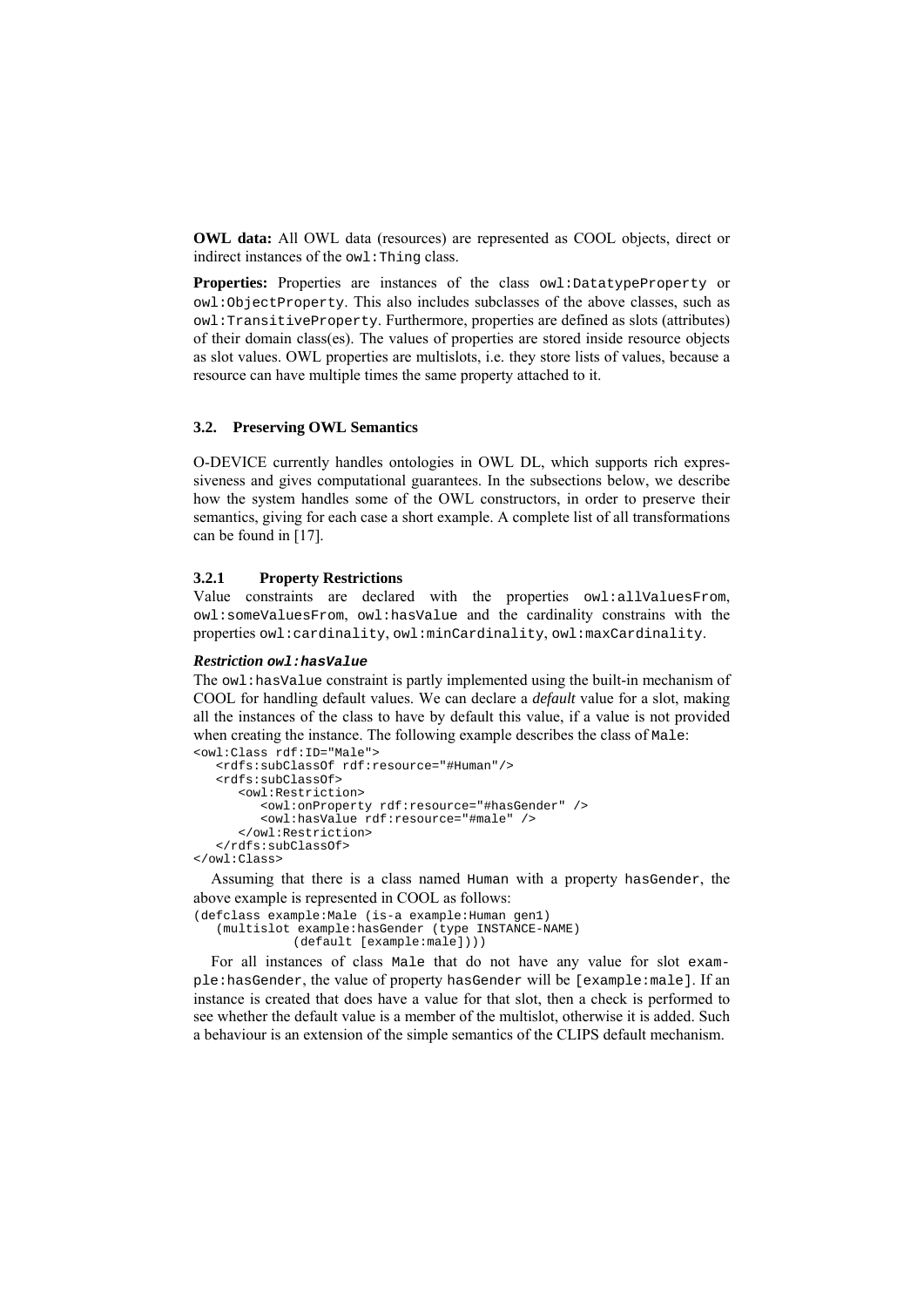**OWL data:** All OWL data (resources) are represented as COOL objects, direct or indirect instances of the `owl:Thing` class.

**Properties:** Properties are instances of the class `owl:DatatypeProperty` or `owl:ObjectProperty`. This also includes subclasses of the above classes, such as `owl:TransitiveProperty`. Furthermore, properties are defined as slots (attributes) of their domain class(es). The values of properties are stored inside resource objects as slot values. OWL properties are multislots, i.e. they store lists of values, because a resource can have multiple times the same property attached to it.

### 3.2. Preserving OWL Semantics

O-DEVICE currently handles ontologies in OWL DL, which supports rich expressiveness and gives computational guarantees. In the subsections below, we describe how the system handles some of the OWL constructors, in order to preserve their semantics, giving for each case a short example. A complete list of all transformations can be found in [17].

#### 3.2.1 Property Restrictions

Value constraints are declared with the properties `owl:allValuesFrom`, `owl:someValuesFrom`, `owl:hasValue` and the cardinality constrains with the properties `owl:cardinality`, `owl:minCardinality`, `owl:maxCardinality`.

***Restriction `owl:hasValue`***

The `owl:hasValue` constraint is partly implemented using the built-in mechanism of COOL for handling default values. We can declare a *default* value for a slot, making all the instances of the class to have by default this value, if a value is not provided when creating the instance. The following example describes the class of `Male`:

```
<owl:Class rdf:ID="Male">
   <rdfs:subClassOf rdf:resource="#Human"/>
   <rdfs:subClassOf>
      <owl:Restriction>
         <owl:onProperty rdf:resource="#hasGender" />
         <owl:hasValue rdf:resource="#male" />
      </owl:Restriction>
   </rdfs:subClassOf>
</owl:Class>
```

Assuming that there is a class named `Human` with a property `hasGender`, the above example is represented in COOL as follows:

```
(defclass example:Male (is-a example:Human gen1)
   (multislot example:hasGender (type INSTANCE-NAME)
            (default [example:male])))
```

For all instances of class `Male` that do not have any value for slot `example:hasGender`, the value of property `hasGender` will be `[example:male]`. If an instance is created that does have a value for that slot, then a check is performed to see whether the default value is a member of the multislot, otherwise it is added. Such a behaviour is an extension of the simple semantics of the CLIPS default mechanism.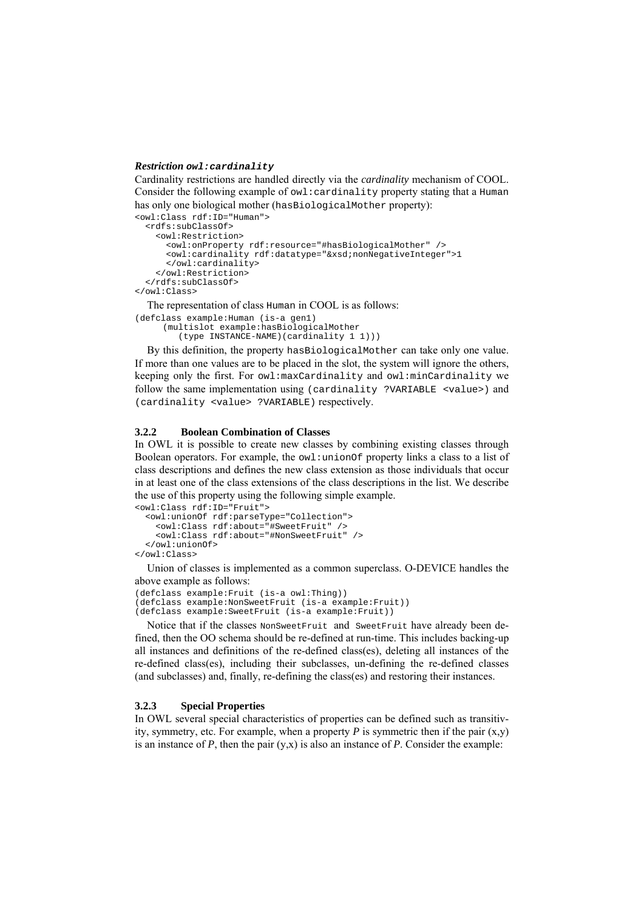#### *Restriction `owl:cardinality`*

Cardinality restrictions are handled directly via the *cardinality* mechanism of COOL. Consider the following example of `owl:cardinality` property stating that a `Human` has only one biological mother (`hasBiologicalMother` property):

```
<owl:Class rdf:ID="Human">
  <rdfs:subClassOf>
    <owl:Restriction>
      <owl:onProperty rdf:resource="#hasBiologicalMother" />
      <owl:cardinality rdf:datatype="&xsd;nonNegativeInteger">1
      </owl:cardinality>
    </owl:Restriction>
  </rdfs:subClassOf>
</owl:Class>
```

The representation of class `Human` in COOL is as follows:

```
(defclass example:Human (is-a gen1)
      (multislot example:hasBiologicalMother
         (type INSTANCE-NAME)(cardinality 1 1)))
```

By this definition, the property `hasBiologicalMother` can take only one value. If more than one values are to be placed in the slot, the system will ignore the others, keeping only the first. For `owl:maxCardinality` and `owl:minCardinality` we follow the same implementation using `(cardinality ?VARIABLE <value>)` and `(cardinality <value> ?VARIABLE)` respectively.

### 3.2.2 Boolean Combination of Classes

In OWL it is possible to create new classes by combining existing classes through Boolean operators. For example, the `owl:unionOf` property links a class to a list of class descriptions and defines the new class extension as those individuals that occur in at least one of the class extensions of the class descriptions in the list. We describe the use of this property using the following simple example.

```
<owl:Class rdf:ID="Fruit">
  <owl:unionOf rdf:parseType="Collection">
    <owl:Class rdf:about="#SweetFruit" />
    <owl:Class rdf:about="#NonSweetFruit" />
  </owl:unionOf>
</owl:Class>
```

Union of classes is implemented as a common superclass. O-DEVICE handles the above example as follows:

```
(defclass example:Fruit (is-a owl:Thing))
(defclass example:NonSweetFruit (is-a example:Fruit))
(defclass example:SweetFruit (is-a example:Fruit))
```

Notice that if the classes `NonSweetFruit` and `SweetFruit` have already been defined, then the OO schema should be re-defined at run-time. This includes backing-up all instances and definitions of the re-defined class(es), deleting all instances of the re-defined class(es), including their subclasses, un-defining the re-defined classes (and subclasses) and, finally, re-defining the class(es) and restoring their instances.

### 3.2.3 Special Properties

In OWL several special characteristics of properties can be defined such as transitivity, symmetry, etc. For example, when a property *P* is symmetric then if the pair (x,y) is an instance of *P*, then the pair (y,x) is also an instance of *P*. Consider the example: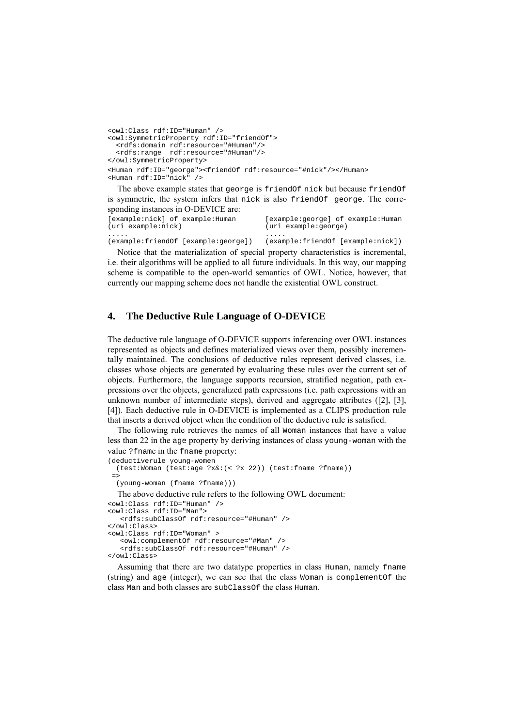```
<owl:Class rdf:ID="Human" />
<owl:SymmetricProperty rdf:ID="friendOf">
  <rdfs:domain rdf:resource="#Human"/>
  <rdfs:range  rdf:resource="#Human"/>
</owl:SymmetricProperty>
<Human rdf:ID="george"><friendOf rdf:resource="#nick"/></Human>
<Human rdf:ID="nick" />
```

The above example states that `george` is `friendOf` `nick` but because `friendOf` is symmetric, the system infers that `nick` is also `friendOf` `george`. The corresponding instances in O-DEVICE are:

```
[example:nick] of example:Human       [example:george] of example:Human
(uri example:nick)                    (uri example:george)
.....                                 .....
(example:friendOf [example:george])   (example:friendOf [example:nick])
```

Notice that the materialization of special property characteristics is incremental, i.e. their algorithms will be applied to all future individuals. In this way, our mapping scheme is compatible to the open-world semantics of OWL. Notice, however, that currently our mapping scheme does not handle the existential OWL construct.

## 4. The Deductive Rule Language of O-DEVICE

The deductive rule language of O-DEVICE supports inferencing over OWL instances represented as objects and defines materialized views over them, possibly incrementally maintained. The conclusions of deductive rules represent derived classes, i.e. classes whose objects are generated by evaluating these rules over the current set of objects. Furthermore, the language supports recursion, stratified negation, path expressions over the objects, generalized path expressions (i.e. path expressions with an unknown number of intermediate steps), derived and aggregate attributes ([2], [3], [4]). Each deductive rule in O-DEVICE is implemented as a CLIPS production rule that inserts a derived object when the condition of the deductive rule is satisfied.

The following rule retrieves the names of all `Woman` instances that have a value less than 22 in the `age` property by deriving instances of class `young-woman` with the value `?fname` in the `fname` property:

```
(deductiverule young-women
  (test:Woman (test:age ?x&:(< ?x 22)) (test:fname ?fname))
 =>
  (young-woman (fname ?fname)))
```

The above deductive rule refers to the following OWL document:

```
<owl:Class rdf:ID="Human" />
<owl:Class rdf:ID="Man">
   <rdfs:subClassOf rdf:resource="#Human" />
</owl:Class>
<owl:Class rdf:ID="Woman" >
   <owl:complementOf rdf:resource="#Man" />
   <rdfs:subClassOf rdf:resource="#Human" />
</owl:Class>
```

Assuming that there are two datatype properties in class `Human`, namely `fname` (string) and `age` (integer), we can see that the class `Woman` is `complementOf` the class `Man` and both classes are `subClassOf` the class `Human`.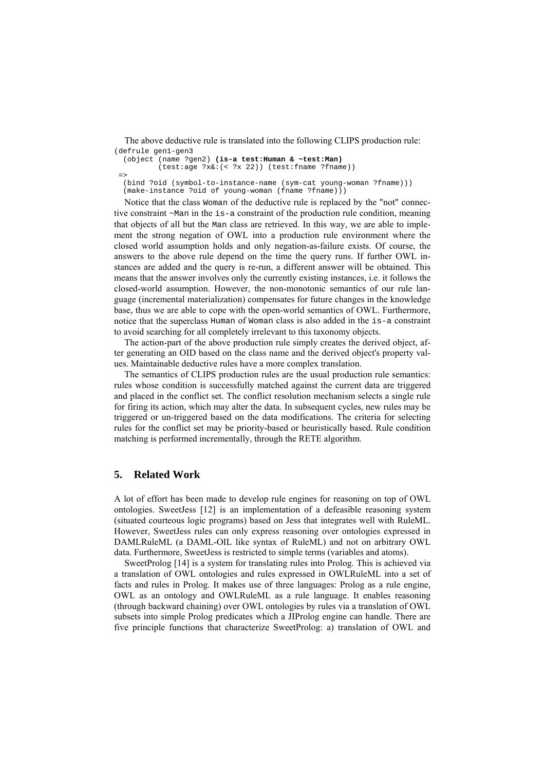The above deductive rule is translated into the following CLIPS production rule:

```
(defrule gen1-gen3
  (object (name ?gen2) (is-a test:Human & ~test:Man)
          (test:age ?x&:(< ?x 22)) (test:fname ?fname))
 =>
  (bind ?oid (symbol-to-instance-name (sym-cat young-woman ?fname)))
  (make-instance ?oid of young-woman (fname ?fname)))
```

Notice that the class `Woman` of the deductive rule is replaced by the "not" connective constraint `~Man` in the `is-a` constraint of the production rule condition, meaning that objects of all but the `Man` class are retrieved. In this way, we are able to implement the strong negation of OWL into a production rule environment where the closed world assumption holds and only negation-as-failure exists. Of course, the answers to the above rule depend on the time the query runs. If further OWL instances are added and the query is re-run, a different answer will be obtained. This means that the answer involves only the currently existing instances, i.e. it follows the closed-world assumption. However, the non-monotonic semantics of our rule language (incremental materialization) compensates for future changes in the knowledge base, thus we are able to cope with the open-world semantics of OWL. Furthermore, notice that the superclass `Human` of `Woman` class is also added in the `is-a` constraint to avoid searching for all completely irrelevant to this taxonomy objects.

The action-part of the above production rule simply creates the derived object, after generating an OID based on the class name and the derived object's property values. Maintainable deductive rules have a more complex translation.

The semantics of CLIPS production rules are the usual production rule semantics: rules whose condition is successfully matched against the current data are triggered and placed in the conflict set. The conflict resolution mechanism selects a single rule for firing its action, which may alter the data. In subsequent cycles, new rules may be triggered or un-triggered based on the data modifications. The criteria for selecting rules for the conflict set may be priority-based or heuristically based. Rule condition matching is performed incrementally, through the RETE algorithm.

## 5. Related Work

A lot of effort has been made to develop rule engines for reasoning on top of OWL ontologies. SweetJess [12] is an implementation of a defeasible reasoning system (situated courteous logic programs) based on Jess that integrates well with RuleML. However, SweetJess rules can only express reasoning over ontologies expressed in DAMLRuleML (a DAML-OIL like syntax of RuleML) and not on arbitrary OWL data. Furthermore, SweetJess is restricted to simple terms (variables and atoms).

SweetProlog [14] is a system for translating rules into Prolog. This is achieved via a translation of OWL ontologies and rules expressed in OWLRuleML into a set of facts and rules in Prolog. It makes use of three languages: Prolog as a rule engine, OWL as an ontology and OWLRuleML as a rule language. It enables reasoning (through backward chaining) over OWL ontologies by rules via a translation of OWL subsets into simple Prolog predicates which a JIProlog engine can handle. There are five principle functions that characterize SweetProlog: a) translation of OWL and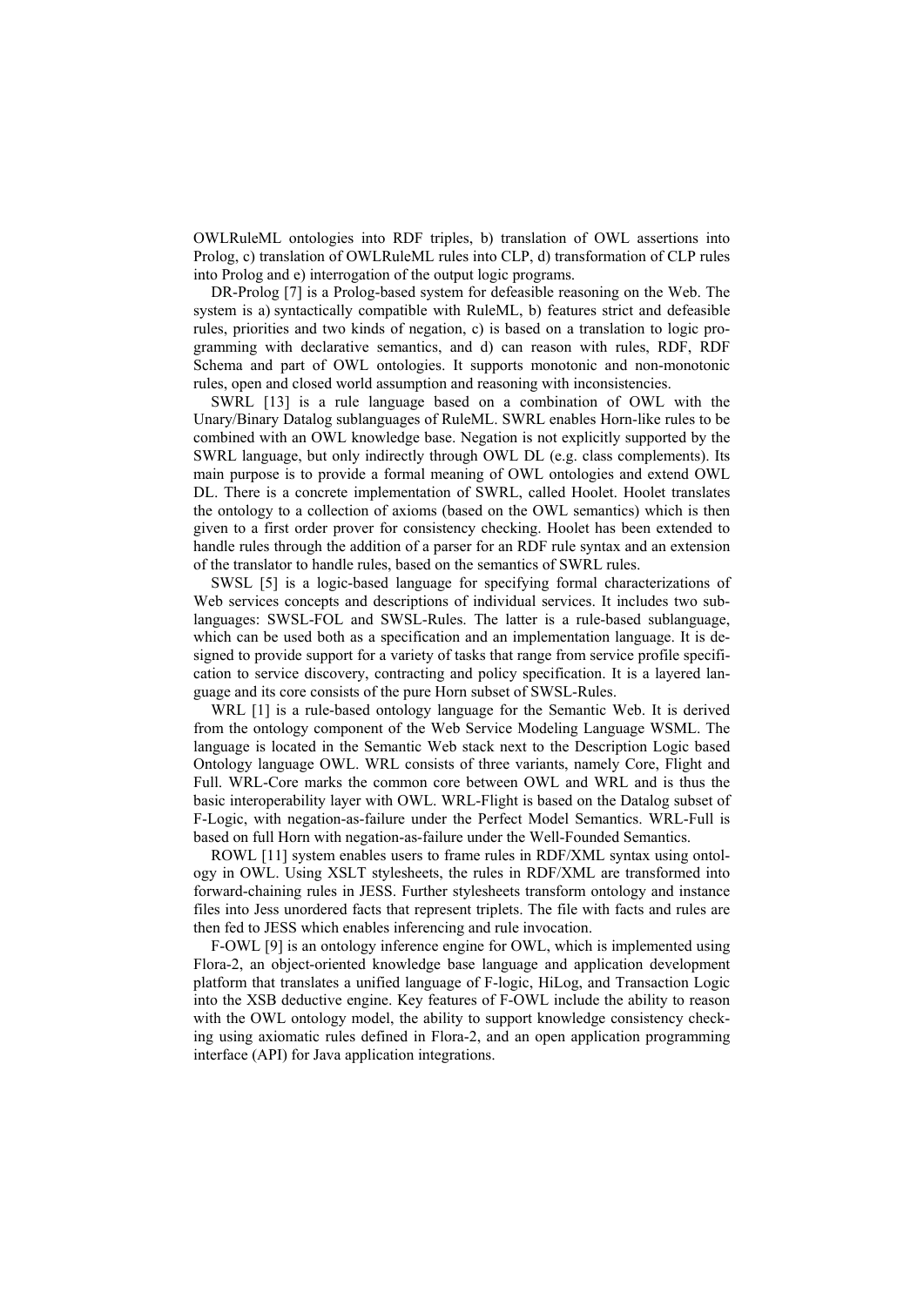OWLRuleML ontologies into RDF triples, b) translation of OWL assertions into Prolog, c) translation of OWLRuleML rules into CLP, d) transformation of CLP rules into Prolog and e) interrogation of the output logic programs.

DR-Prolog [7] is a Prolog-based system for defeasible reasoning on the Web. The system is a) syntactically compatible with RuleML, b) features strict and defeasible rules, priorities and two kinds of negation, c) is based on a translation to logic programming with declarative semantics, and d) can reason with rules, RDF, RDF Schema and part of OWL ontologies. It supports monotonic and non-monotonic rules, open and closed world assumption and reasoning with inconsistencies.

SWRL [13] is a rule language based on a combination of OWL with the Unary/Binary Datalog sublanguages of RuleML. SWRL enables Horn-like rules to be combined with an OWL knowledge base. Negation is not explicitly supported by the SWRL language, but only indirectly through OWL DL (e.g. class complements). Its main purpose is to provide a formal meaning of OWL ontologies and extend OWL DL. There is a concrete implementation of SWRL, called Hoolet. Hoolet translates the ontology to a collection of axioms (based on the OWL semantics) which is then given to a first order prover for consistency checking. Hoolet has been extended to handle rules through the addition of a parser for an RDF rule syntax and an extension of the translator to handle rules, based on the semantics of SWRL rules.

SWSL [5] is a logic-based language for specifying formal characterizations of Web services concepts and descriptions of individual services. It includes two sublanguages: SWSL-FOL and SWSL-Rules. The latter is a rule-based sublanguage, which can be used both as a specification and an implementation language. It is designed to provide support for a variety of tasks that range from service profile specification to service discovery, contracting and policy specification. It is a layered language and its core consists of the pure Horn subset of SWSL-Rules.

WRL [1] is a rule-based ontology language for the Semantic Web. It is derived from the ontology component of the Web Service Modeling Language WSML. The language is located in the Semantic Web stack next to the Description Logic based Ontology language OWL. WRL consists of three variants, namely Core, Flight and Full. WRL-Core marks the common core between OWL and WRL and is thus the basic interoperability layer with OWL. WRL-Flight is based on the Datalog subset of F-Logic, with negation-as-failure under the Perfect Model Semantics. WRL-Full is based on full Horn with negation-as-failure under the Well-Founded Semantics.

ROWL [11] system enables users to frame rules in RDF/XML syntax using ontology in OWL. Using XSLT stylesheets, the rules in RDF/XML are transformed into forward-chaining rules in JESS. Further stylesheets transform ontology and instance files into Jess unordered facts that represent triplets. The file with facts and rules are then fed to JESS which enables inferencing and rule invocation.

F-OWL [9] is an ontology inference engine for OWL, which is implemented using Flora-2, an object-oriented knowledge base language and application development platform that translates a unified language of F-logic, HiLog, and Transaction Logic into the XSB deductive engine. Key features of F-OWL include the ability to reason with the OWL ontology model, the ability to support knowledge consistency checking using axiomatic rules defined in Flora-2, and an open application programming interface (API) for Java application integrations.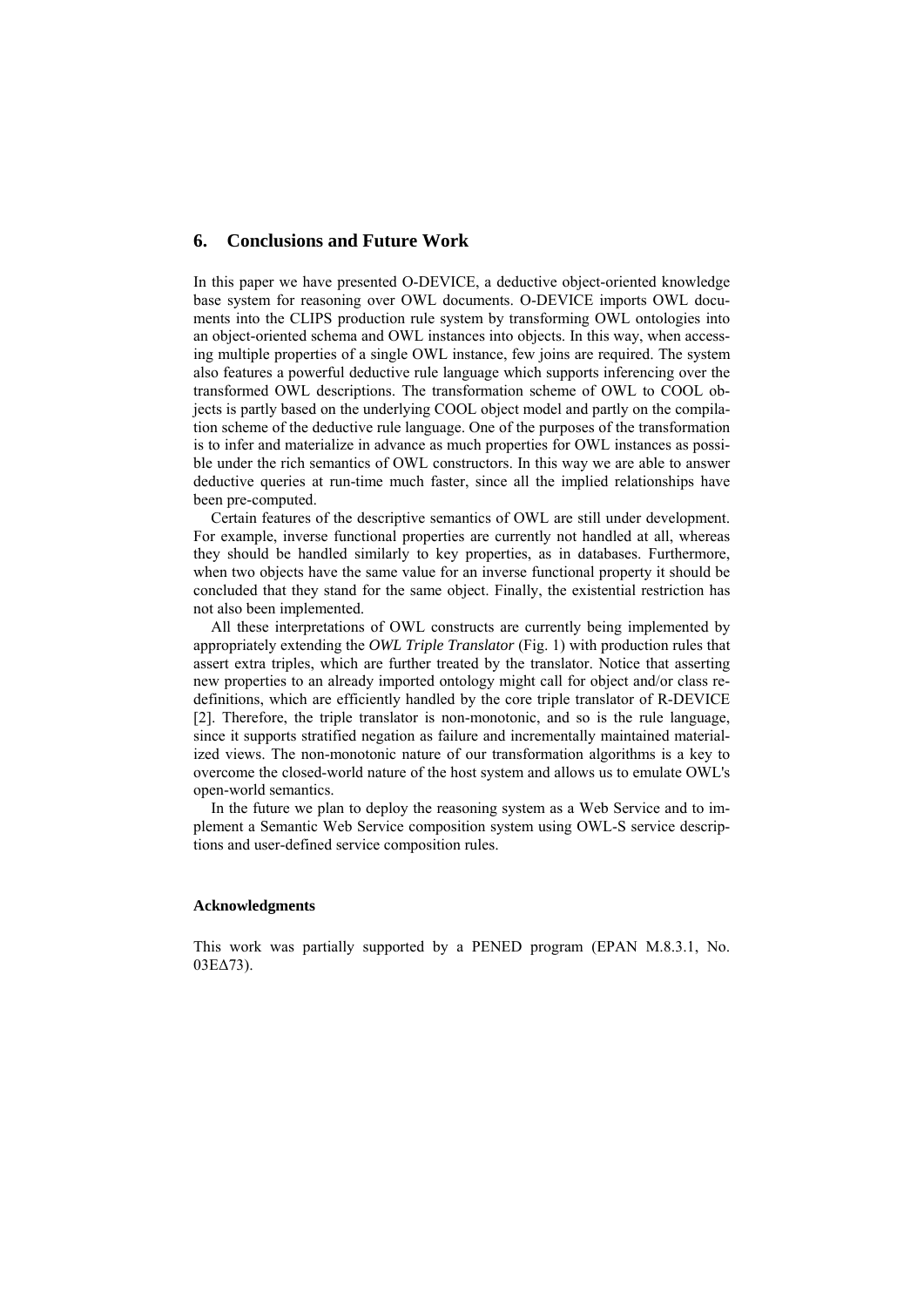## 6. Conclusions and Future Work

In this paper we have presented O-DEVICE, a deductive object-oriented knowledge base system for reasoning over OWL documents. O-DEVICE imports OWL documents into the CLIPS production rule system by transforming OWL ontologies into an object-oriented schema and OWL instances into objects. In this way, when accessing multiple properties of a single OWL instance, few joins are required. The system also features a powerful deductive rule language which supports inferencing over the transformed OWL descriptions. The transformation scheme of OWL to COOL objects is partly based on the underlying COOL object model and partly on the compilation scheme of the deductive rule language. One of the purposes of the transformation is to infer and materialize in advance as much properties for OWL instances as possible under the rich semantics of OWL constructors. In this way we are able to answer deductive queries at run-time much faster, since all the implied relationships have been pre-computed.

Certain features of the descriptive semantics of OWL are still under development. For example, inverse functional properties are currently not handled at all, whereas they should be handled similarly to key properties, as in databases. Furthermore, when two objects have the same value for an inverse functional property it should be concluded that they stand for the same object. Finally, the existential restriction has not also been implemented.

All these interpretations of OWL constructs are currently being implemented by appropriately extending the *OWL Triple Translator* (Fig. 1) with production rules that assert extra triples, which are further treated by the translator. Notice that asserting new properties to an already imported ontology might call for object and/or class redefinitions, which are efficiently handled by the core triple translator of R-DEVICE [2]. Therefore, the triple translator is non-monotonic, and so is the rule language, since it supports stratified negation as failure and incrementally maintained materialized views. The non-monotonic nature of our transformation algorithms is a key to overcome the closed-world nature of the host system and allows us to emulate OWL's open-world semantics.

In the future we plan to deploy the reasoning system as a Web Service and to implement a Semantic Web Service composition system using OWL-S service descriptions and user-defined service composition rules.

#### Acknowledgments

This work was partially supported by a PENED program (EPAN M.8.3.1, No. 03ΕΔ73).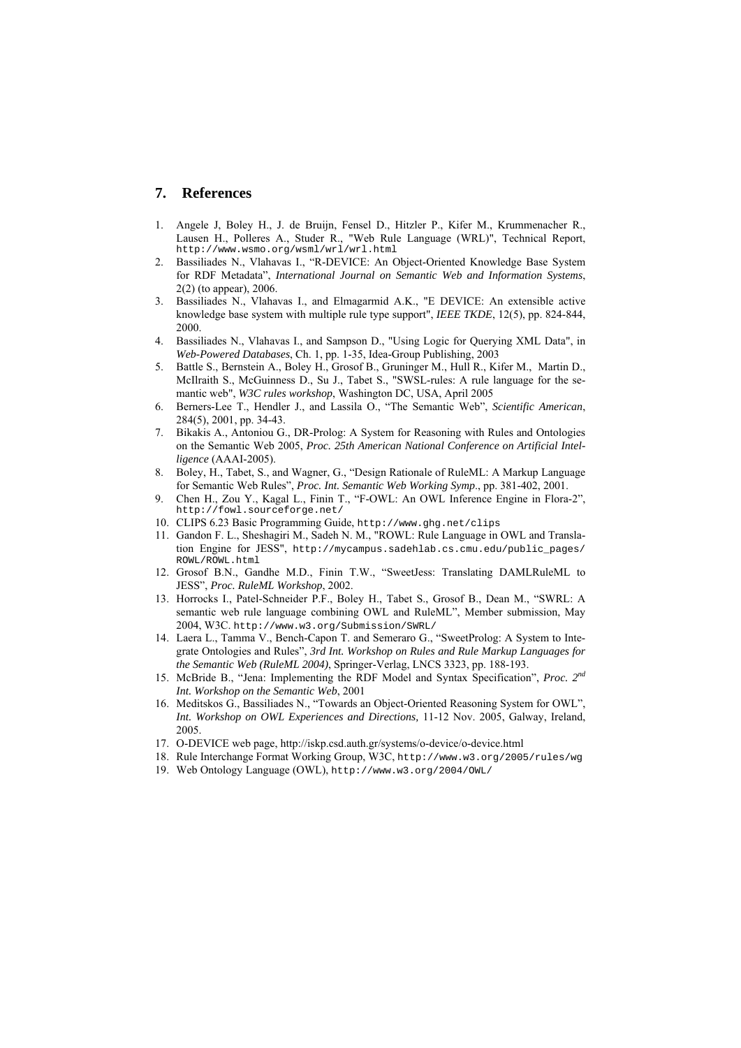## 7. References

1. Angele J, Boley H., J. de Bruijn, Fensel D., Hitzler P., Kifer M., Krummenacher R., Lausen H., Polleres A., Studer R., "Web Rule Language (WRL)", Technical Report, `http://www.wsmo.org/wsml/wrl/wrl.html`
2. Bassiliades N., Vlahavas I., "R-DEVICE: An Object-Oriented Knowledge Base System for RDF Metadata", *International Journal on Semantic Web and Information Systems*, 2(2) (to appear), 2006.
3. Bassiliades N., Vlahavas I., and Elmagarmid A.K., "E DEVICE: An extensible active knowledge base system with multiple rule type support", *IEEE TKDE*, 12(5), pp. 824-844, 2000.
4. Bassiliades N., Vlahavas I., and Sampson D., "Using Logic for Querying XML Data", in *Web-Powered Databases*, Ch. 1, pp. 1-35, Idea-Group Publishing, 2003
5. Battle S., Bernstein A., Boley H., Grosof B., Gruninger M., Hull R., Kifer M., Martin D., McIlraith S., McGuinness D., Su J., Tabet S., "SWSL-rules: A rule language for the semantic web", *W3C rules workshop*, Washington DC, USA, April 2005
6. Berners-Lee T., Hendler J., and Lassila O., "The Semantic Web", *Scientific American*, 284(5), 2001, pp. 34-43.
7. Bikakis A., Antoniou G., DR-Prolog: A System for Reasoning with Rules and Ontologies on the Semantic Web 2005, *Proc. 25th American National Conference on Artificial Intelligence* (AAAI-2005).
8. Boley, H., Tabet, S., and Wagner, G., "Design Rationale of RuleML: A Markup Language for Semantic Web Rules", *Proc. Int. Semantic Web Working Symp*., pp. 381-402, 2001.
9. Chen H., Zou Y., Kagal L., Finin T., "F-OWL: An OWL Inference Engine in Flora-2", `http://fowl.sourceforge.net/`
10. CLIPS 6.23 Basic Programming Guide, `http://www.ghg.net/clips`
11. Gandon F. L., Sheshagiri M., Sadeh N. M., "ROWL: Rule Language in OWL and Translation Engine for JESS", `http://mycampus.sadehlab.cs.cmu.edu/public_pages/ROWL/ROWL.html`
12. Grosof B.N., Gandhe M.D., Finin T.W., "SweetJess: Translating DAMLRuleML to JESS", *Proc. RuleML Workshop*, 2002.
13. Horrocks I., Patel-Schneider P.F., Boley H., Tabet S., Grosof B., Dean M., "SWRL: A semantic web rule language combining OWL and RuleML", Member submission, May 2004, W3C. `http://www.w3.org/Submission/SWRL/`
14. Laera L., Tamma V., Bench-Capon T. and Semeraro G., "SweetProlog: A System to Integrate Ontologies and Rules", *3rd Int. Workshop on Rules and Rule Markup Languages for the Semantic Web (RuleML 2004)*, Springer-Verlag, LNCS 3323, pp. 188-193.
15. McBride B., "Jena: Implementing the RDF Model and Syntax Specification", *Proc. 2nd Int. Workshop on the Semantic Web*, 2001
16. Meditskos G., Bassiliades N., "Towards an Object-Oriented Reasoning System for OWL", *Int. Workshop on OWL Experiences and Directions,* 11-12 Nov. 2005, Galway, Ireland, 2005.
17. O-DEVICE web page, http://iskp.csd.auth.gr/systems/o-device/o-device.html
18. Rule Interchange Format Working Group, W3C, `http://www.w3.org/2005/rules/wg`
19. Web Ontology Language (OWL), `http://www.w3.org/2004/OWL/`